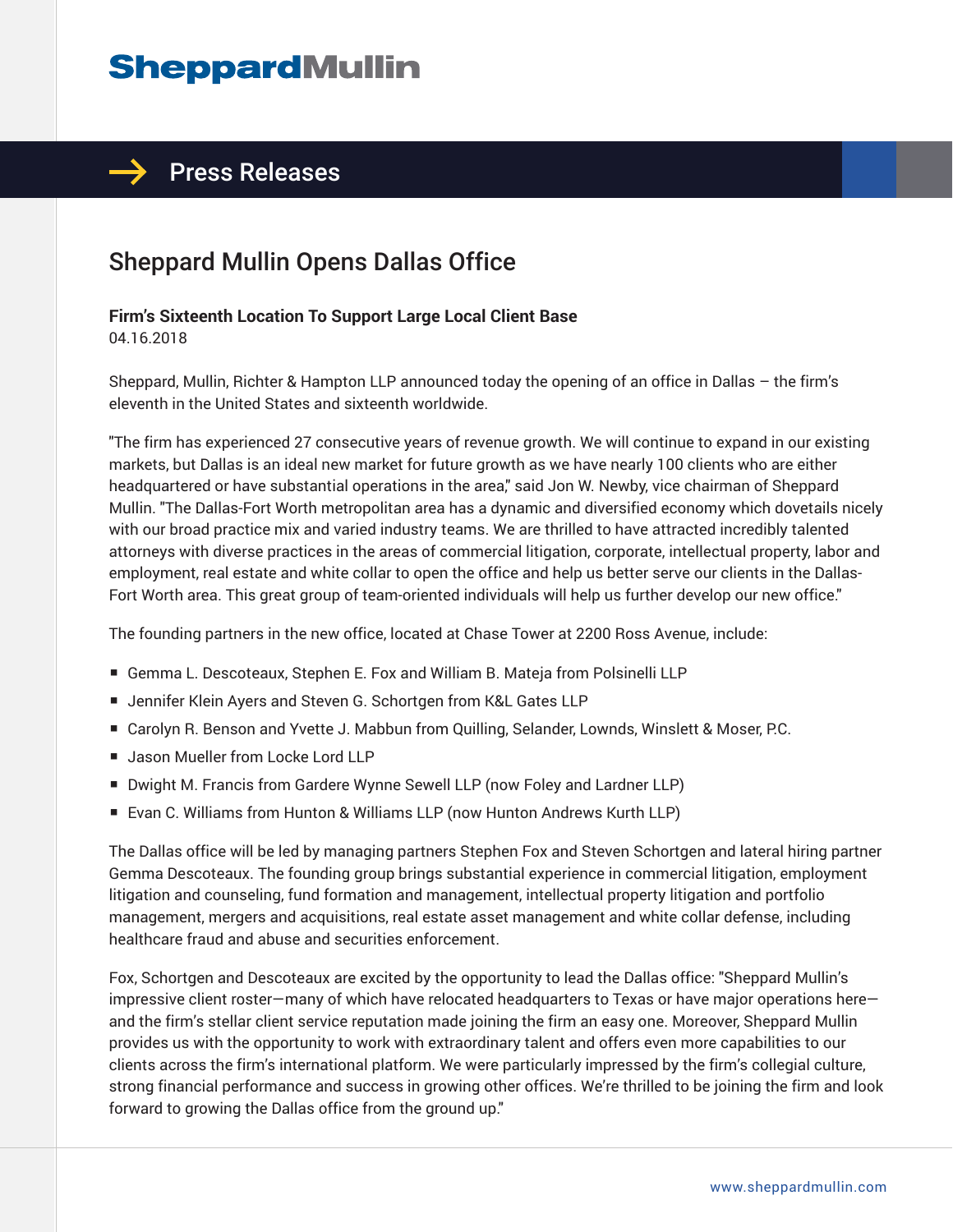# SheppardMullin

## Press Releases

# Sheppard Mullin Opens Dallas Office

**Firm's Sixteenth Location To Support Large Local Client Base**
04.16.2018

Sheppard, Mullin, Richter & Hampton LLP announced today the opening of an office in Dallas – the firm's eleventh in the United States and sixteenth worldwide.

"The firm has experienced 27 consecutive years of revenue growth. We will continue to expand in our existing markets, but Dallas is an ideal new market for future growth as we have nearly 100 clients who are either headquartered or have substantial operations in the area," said Jon W. Newby, vice chairman of Sheppard Mullin. "The Dallas-Fort Worth metropolitan area has a dynamic and diversified economy which dovetails nicely with our broad practice mix and varied industry teams. We are thrilled to have attracted incredibly talented attorneys with diverse practices in the areas of commercial litigation, corporate, intellectual property, labor and employment, real estate and white collar to open the office and help us better serve our clients in the Dallas-Fort Worth area. This great group of team-oriented individuals will help us further develop our new office."

The founding partners in the new office, located at Chase Tower at 2200 Ross Avenue, include:

- Gemma L. Descoteaux, Stephen E. Fox and William B. Mateja from Polsinelli LLP
- Jennifer Klein Ayers and Steven G. Schortgen from K&L Gates LLP
- Carolyn R. Benson and Yvette J. Mabbun from Quilling, Selander, Lownds, Winslett & Moser, P.C.
- Jason Mueller from Locke Lord LLP
- Dwight M. Francis from Gardere Wynne Sewell LLP (now Foley and Lardner LLP)
- Evan C. Williams from Hunton & Williams LLP (now Hunton Andrews Kurth LLP)

The Dallas office will be led by managing partners Stephen Fox and Steven Schortgen and lateral hiring partner Gemma Descoteaux. The founding group brings substantial experience in commercial litigation, employment litigation and counseling, fund formation and management, intellectual property litigation and portfolio management, mergers and acquisitions, real estate asset management and white collar defense, including healthcare fraud and abuse and securities enforcement.

Fox, Schortgen and Descoteaux are excited by the opportunity to lead the Dallas office: "Sheppard Mullin's impressive client roster—many of which have relocated headquarters to Texas or have major operations here—and the firm's stellar client service reputation made joining the firm an easy one. Moreover, Sheppard Mullin provides us with the opportunity to work with extraordinary talent and offers even more capabilities to our clients across the firm's international platform. We were particularly impressed by the firm's collegial culture, strong financial performance and success in growing other offices. We're thrilled to be joining the firm and look forward to growing the Dallas office from the ground up."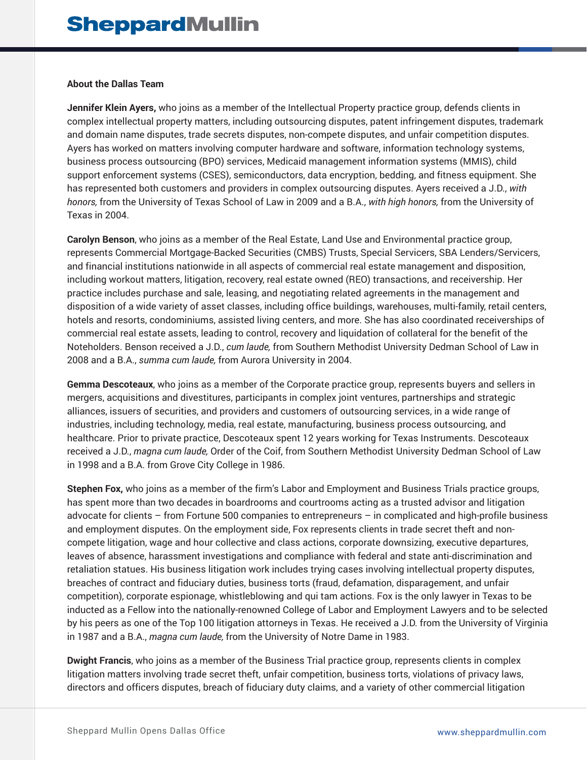**About the Dallas Team**

**Jennifer Klein Ayers,** who joins as a member of the Intellectual Property practice group, defends clients in complex intellectual property matters, including outsourcing disputes, patent infringement disputes, trademark and domain name disputes, trade secrets disputes, non-compete disputes, and unfair competition disputes. Ayers has worked on matters involving computer hardware and software, information technology systems, business process outsourcing (BPO) services, Medicaid management information systems (MMIS), child support enforcement systems (CSES), semiconductors, data encryption, bedding, and fitness equipment. She has represented both customers and providers in complex outsourcing disputes. Ayers received a J.D., *with honors,* from the University of Texas School of Law in 2009 and a B.A., *with high honors,* from the University of Texas in 2004.

**Carolyn Benson**, who joins as a member of the Real Estate, Land Use and Environmental practice group, represents Commercial Mortgage-Backed Securities (CMBS) Trusts, Special Servicers, SBA Lenders/Servicers, and financial institutions nationwide in all aspects of commercial real estate management and disposition, including workout matters, litigation, recovery, real estate owned (REO) transactions, and receivership. Her practice includes purchase and sale, leasing, and negotiating related agreements in the management and disposition of a wide variety of asset classes, including office buildings, warehouses, multi-family, retail centers, hotels and resorts, condominiums, assisted living centers, and more. She has also coordinated receiverships of commercial real estate assets, leading to control, recovery and liquidation of collateral for the benefit of the Noteholders. Benson received a J.D., *cum laude,* from Southern Methodist University Dedman School of Law in 2008 and a B.A., *summa cum laude,* from Aurora University in 2004.

**Gemma Descoteaux**, who joins as a member of the Corporate practice group, represents buyers and sellers in mergers, acquisitions and divestitures, participants in complex joint ventures, partnerships and strategic alliances, issuers of securities, and providers and customers of outsourcing services, in a wide range of industries, including technology, media, real estate, manufacturing, business process outsourcing, and healthcare. Prior to private practice, Descoteaux spent 12 years working for Texas Instruments. Descoteaux received a J.D., *magna cum laude,* Order of the Coif, from Southern Methodist University Dedman School of Law in 1998 and a B.A. from Grove City College in 1986.

**Stephen Fox,** who joins as a member of the firm's Labor and Employment and Business Trials practice groups, has spent more than two decades in boardrooms and courtrooms acting as a trusted advisor and litigation advocate for clients – from Fortune 500 companies to entrepreneurs – in complicated and high-profile business and employment disputes. On the employment side, Fox represents clients in trade secret theft and non-compete litigation, wage and hour collective and class actions, corporate downsizing, executive departures, leaves of absence, harassment investigations and compliance with federal and state anti-discrimination and retaliation statues. His business litigation work includes trying cases involving intellectual property disputes, breaches of contract and fiduciary duties, business torts (fraud, defamation, disparagement, and unfair competition), corporate espionage, whistleblowing and qui tam actions. Fox is the only lawyer in Texas to be inducted as a Fellow into the nationally-renowned College of Labor and Employment Lawyers and to be selected by his peers as one of the Top 100 litigation attorneys in Texas. He received a J.D. from the University of Virginia in 1987 and a B.A., *magna cum laude,* from the University of Notre Dame in 1983.

**Dwight Francis**, who joins as a member of the Business Trial practice group, represents clients in complex litigation matters involving trade secret theft, unfair competition, business torts, violations of privacy laws, directors and officers disputes, breach of fiduciary duty claims, and a variety of other commercial litigation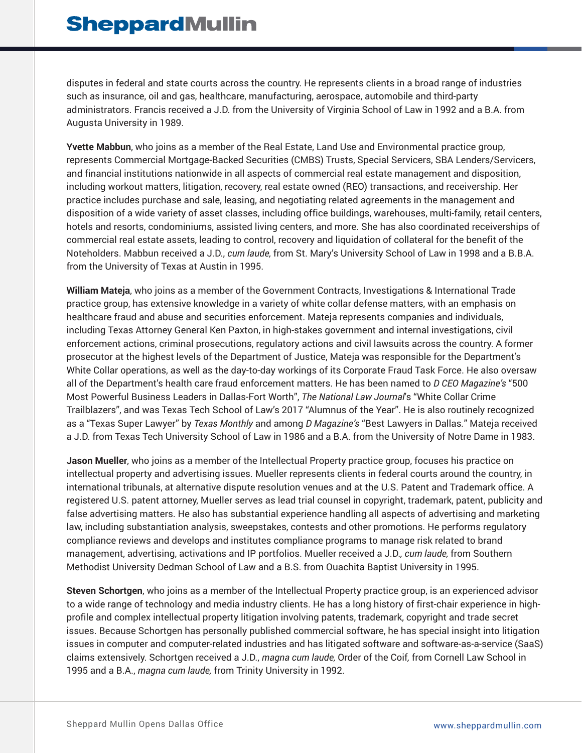disputes in federal and state courts across the country. He represents clients in a broad range of industries such as insurance, oil and gas, healthcare, manufacturing, aerospace, automobile and third-party administrators. Francis received a J.D. from the University of Virginia School of Law in 1992 and a B.A. from Augusta University in 1989.

**Yvette Mabbun**, who joins as a member of the Real Estate, Land Use and Environmental practice group, represents Commercial Mortgage-Backed Securities (CMBS) Trusts, Special Servicers, SBA Lenders/Servicers, and financial institutions nationwide in all aspects of commercial real estate management and disposition, including workout matters, litigation, recovery, real estate owned (REO) transactions, and receivership. Her practice includes purchase and sale, leasing, and negotiating related agreements in the management and disposition of a wide variety of asset classes, including office buildings, warehouses, multi-family, retail centers, hotels and resorts, condominiums, assisted living centers, and more. She has also coordinated receiverships of commercial real estate assets, leading to control, recovery and liquidation of collateral for the benefit of the Noteholders. Mabbun received a J.D., *cum laude,* from St. Mary's University School of Law in 1998 and a B.B.A. from the University of Texas at Austin in 1995.

**William Mateja**, who joins as a member of the Government Contracts, Investigations & International Trade practice group, has extensive knowledge in a variety of white collar defense matters, with an emphasis on healthcare fraud and abuse and securities enforcement. Mateja represents companies and individuals, including Texas Attorney General Ken Paxton, in high-stakes government and internal investigations, civil enforcement actions, criminal prosecutions, regulatory actions and civil lawsuits across the country. A former prosecutor at the highest levels of the Department of Justice, Mateja was responsible for the Department's White Collar operations, as well as the day-to-day workings of its Corporate Fraud Task Force. He also oversaw all of the Department's health care fraud enforcement matters. He has been named to *D CEO Magazine's* "500 Most Powerful Business Leaders in Dallas-Fort Worth", *The National Law Journal*'s "White Collar Crime Trailblazers", and was Texas Tech School of Law's 2017 "Alumnus of the Year". He is also routinely recognized as a "Texas Super Lawyer" by *Texas Monthly* and among *D Magazine's* "Best Lawyers in Dallas." Mateja received a J.D. from Texas Tech University School of Law in 1986 and a B.A. from the University of Notre Dame in 1983.

**Jason Mueller**, who joins as a member of the Intellectual Property practice group, focuses his practice on intellectual property and advertising issues. Mueller represents clients in federal courts around the country, in international tribunals, at alternative dispute resolution venues and at the U.S. Patent and Trademark office. A registered U.S. patent attorney, Mueller serves as lead trial counsel in copyright, trademark, patent, publicity and false advertising matters. He also has substantial experience handling all aspects of advertising and marketing law, including substantiation analysis, sweepstakes, contests and other promotions. He performs regulatory compliance reviews and develops and institutes compliance programs to manage risk related to brand management, advertising, activations and IP portfolios. Mueller received a J.D.*, cum laude,* from Southern Methodist University Dedman School of Law and a B.S. from Ouachita Baptist University in 1995.

**Steven Schortgen**, who joins as a member of the Intellectual Property practice group, is an experienced advisor to a wide range of technology and media industry clients. He has a long history of first-chair experience in high-profile and complex intellectual property litigation involving patents, trademark, copyright and trade secret issues. Because Schortgen has personally published commercial software, he has special insight into litigation issues in computer and computer-related industries and has litigated software and software-as-a-service (SaaS) claims extensively. Schortgen received a J.D., *magna cum laude,* Order of the Coif, from Cornell Law School in 1995 and a B.A., *magna cum laude,* from Trinity University in 1992.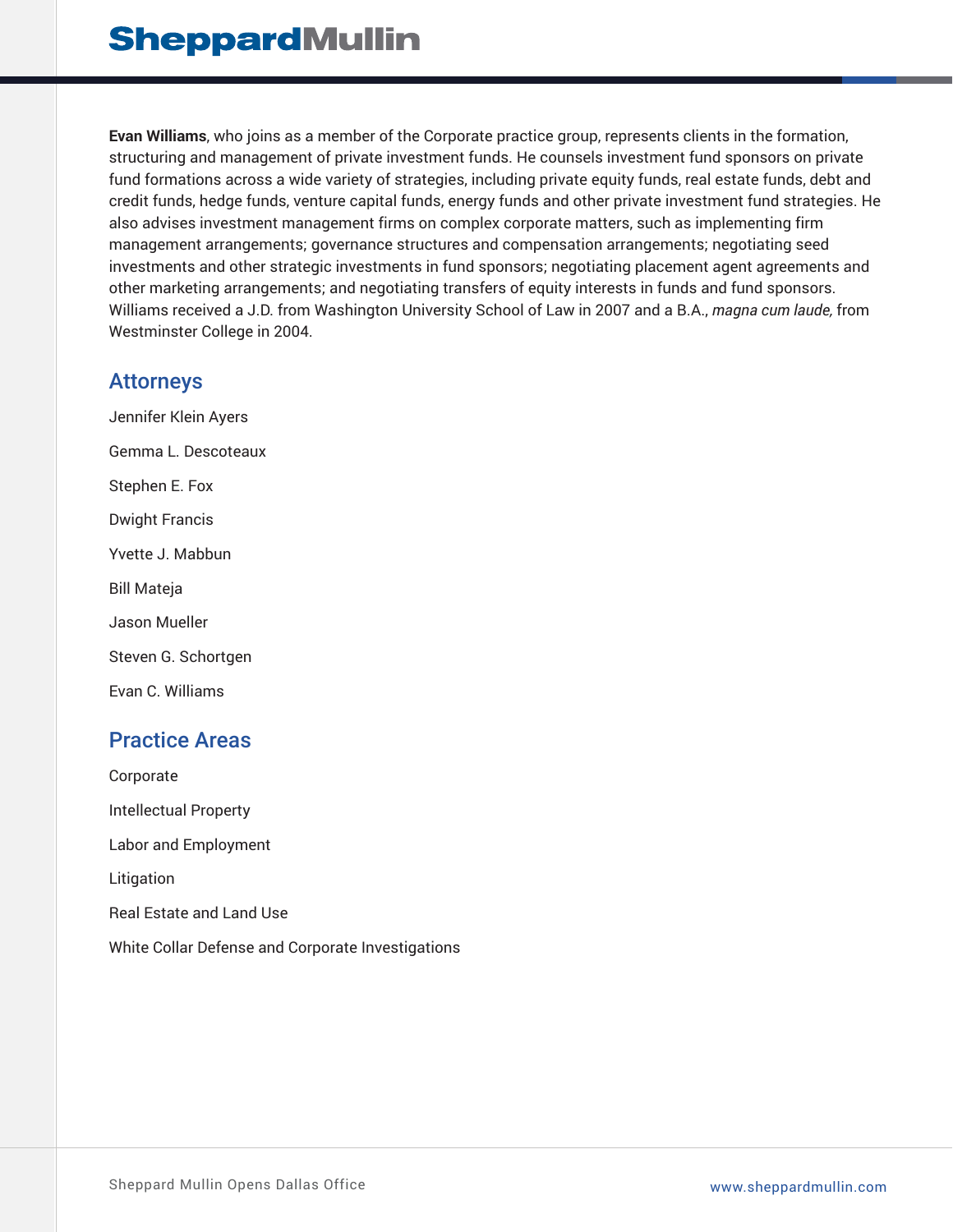**Evan Williams**, who joins as a member of the Corporate practice group, represents clients in the formation, structuring and management of private investment funds. He counsels investment fund sponsors on private fund formations across a wide variety of strategies, including private equity funds, real estate funds, debt and credit funds, hedge funds, venture capital funds, energy funds and other private investment fund strategies. He also advises investment management firms on complex corporate matters, such as implementing firm management arrangements; governance structures and compensation arrangements; negotiating seed investments and other strategic investments in fund sponsors; negotiating placement agent agreements and other marketing arrangements; and negotiating transfers of equity interests in funds and fund sponsors. Williams received a J.D. from Washington University School of Law in 2007 and a B.A., *magna cum laude,* from Westminster College in 2004.

## Attorneys

Jennifer Klein Ayers

Gemma L. Descoteaux

Stephen E. Fox

Dwight Francis

Yvette J. Mabbun

Bill Mateja

Jason Mueller

Steven G. Schortgen

Evan C. Williams

## Practice Areas

Corporate

Intellectual Property

Labor and Employment

Litigation

Real Estate and Land Use

White Collar Defense and Corporate Investigations